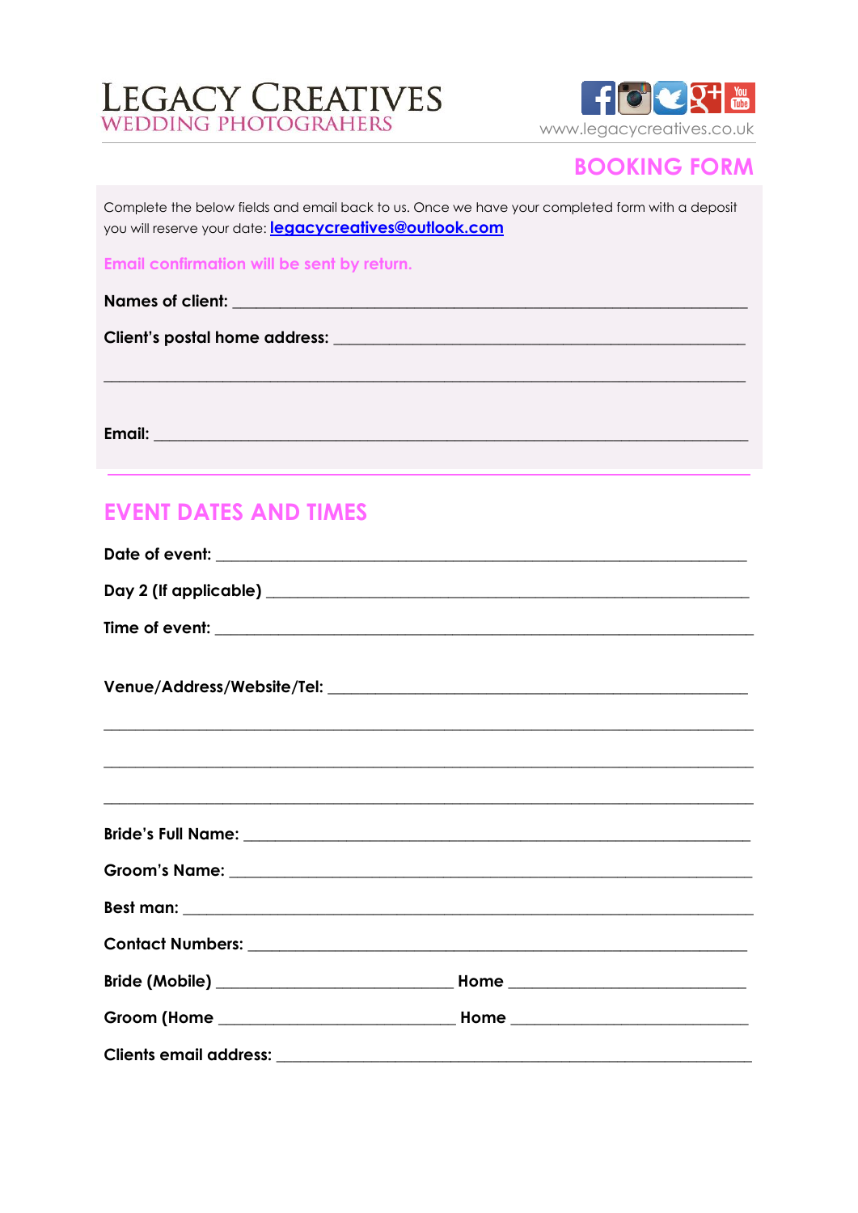# LEGACY CREATIVES
WEDDING PHOTOGRAHERS

www.legacycreatives.co.uk

## BOOKING FORM

Complete the below fields and email back to us. Once we have your completed form with a deposit you will reserve your date: **legacycreatives@outlook.com**

Email confirmation will be sent by return.

**Names of client:** ___________________________________________________________

**Client's postal home address:** ______________________________________________

_______________________________________________________________________

**Email:** _______________________________________________________________

## EVENT DATES AND TIMES

**Date of event:** ______________________________________________________

**Day 2 (If applicable)** _________________________________________________

**Time of event:** ______________________________________________________

**Venue/Address/Website/Tel:** ___________________________________________

_______________________________________________________________________

_______________________________________________________________________

_______________________________________________________________________

**Bride's Full Name:** __________________________________________________

**Groom's Name:** _____________________________________________________

**Best man:** _________________________________________________________

**Contact Numbers:** ___________________________________________________

**Bride (Mobile)** ___________________________ **Home** ___________________________

**Groom (Home** ___________________________ **Home** ___________________________

**Clients email address:** _______________________________________________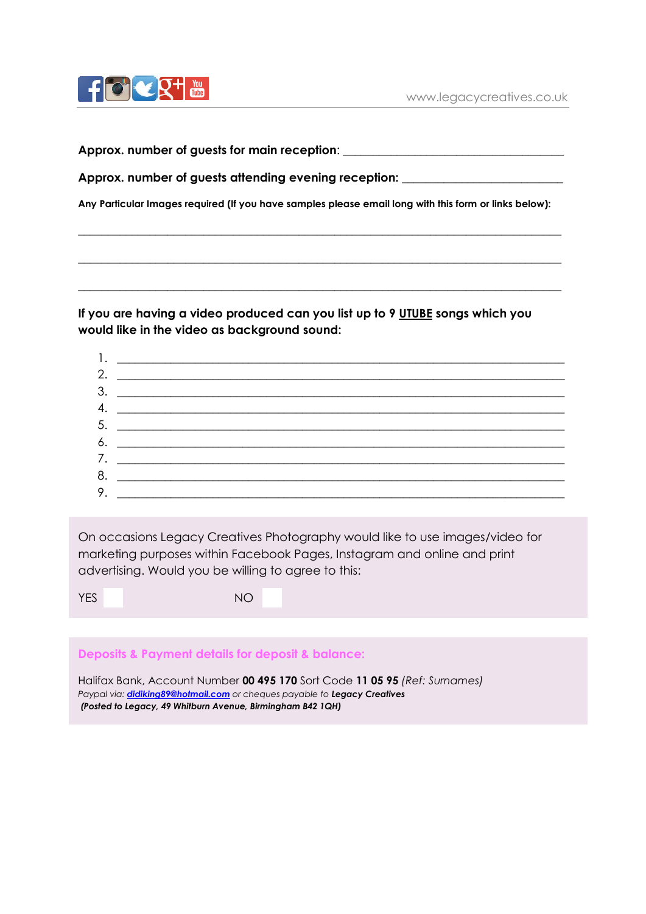**Approx. number of guests for main reception**: ___________________________________

**Approx. number of guests attending evening reception:** _________________________

**Any Particular Images required (If you have samples please email long with this form or links below):**

___________________________________________________________________________

___________________________________________________________________________

___________________________________________________________________________

**If you are having a video produced can you list up to 9 UTUBE songs which you would like in the video as background sound:**

1. ______________________________________________________________________
2. ______________________________________________________________________
3. ______________________________________________________________________
4. ______________________________________________________________________
5. ______________________________________________________________________
6. ______________________________________________________________________
7. ______________________________________________________________________
8. ______________________________________________________________________
9. ______________________________________________________________________

On occasions Legacy Creatives Photography would like to use images/video for marketing purposes within Facebook Pages, Instagram and online and print advertising. Would you be willing to agree to this:

YES ☐ NO ☐

**Deposits & Payment details for deposit & balance:**

Halifax Bank, Account Number **00 495 170** Sort Code **11 05 95** *(Ref: Surnames)*
*Paypal via:* ***didiking89@hotmail.com*** *or cheques payable to* ***Legacy Creatives***
***(Posted to Legacy, 49 Whitburn Avenue, Birmingham B42 1QH)***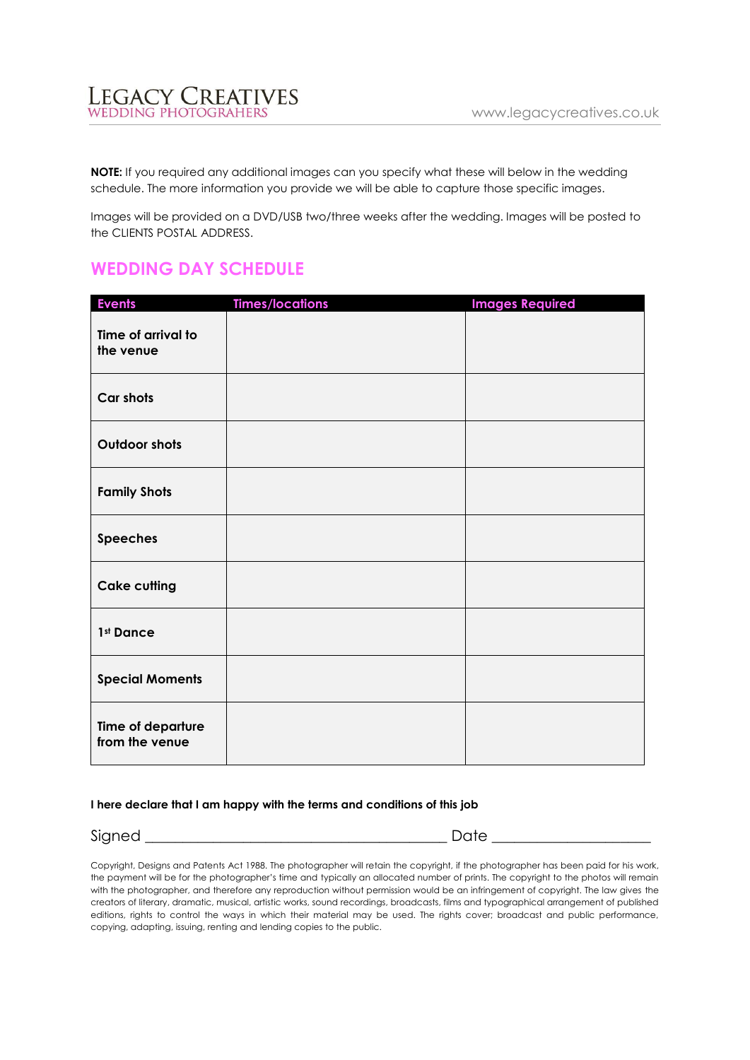**NOTE:** If you required any additional images can you specify what these will below in the wedding schedule. The more information you provide we will be able to capture those specific images.

Images will be provided on a DVD/USB two/three weeks after the wedding. Images will be posted to the CLIENTS POSTAL ADDRESS.

## WEDDING DAY SCHEDULE

| Events | Times/locations | Images Required |
|---|---|---|
| **Time of arrival to the venue** | | |
| **Car shots** | | |
| **Outdoor shots** | | |
| **Family Shots** | | |
| **Speeches** | | |
| **Cake cutting** | | |
| **1st Dance** | | |
| **Special Moments** | | |
| **Time of departure from the venue** | | |

**I here declare that I am happy with the terms and conditions of this job**

Signed _________________________________________ Date ____________________

Copyright, Designs and Patents Act 1988. The photographer will retain the copyright, if the photographer has been paid for his work, the payment will be for the photographer's time and typically an allocated number of prints. The copyright to the photos will remain with the photographer, and therefore any reproduction without permission would be an infringement of copyright. The law gives the creators of literary, dramatic, musical, artistic works, sound recordings, broadcasts, films and typographical arrangement of published editions, rights to control the ways in which their material may be used. The rights cover; broadcast and public performance, copying, adapting, issuing, renting and lending copies to the public.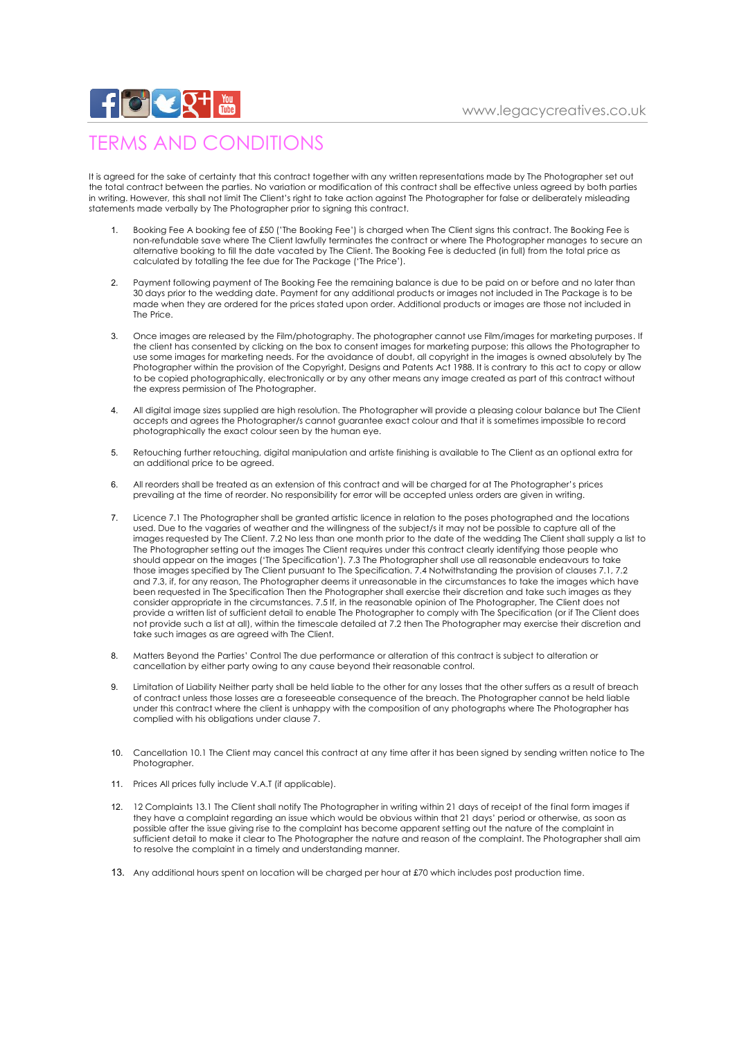www.legacycreatives.co.uk

# TERMS AND CONDITIONS

It is agreed for the sake of certainty that this contract together with any written representations made by The Photographer set out the total contract between the parties. No variation or modification of this contract shall be effective unless agreed by both parties in writing. However, this shall not limit The Client's right to take action against The Photographer for false or deliberately misleading statements made verbally by The Photographer prior to signing this contract.

1. Booking Fee A booking fee of £50 ('The Booking Fee') is charged when The Client signs this contract. The Booking Fee is non-refundable save where The Client lawfully terminates the contract or where The Photographer manages to secure an alternative booking to fill the date vacated by The Client. The Booking Fee is deducted (in full) from the total price as calculated by totalling the fee due for The Package ('The Price').

2. Payment following payment of The Booking Fee the remaining balance is due to be paid on or before and no later than 30 days prior to the wedding date. Payment for any additional products or images not included in The Package is to be made when they are ordered for the prices stated upon order. Additional products or images are those not included in The Price.

3. Once images are released by the Film/photography. The photographer cannot use Film/images for marketing purposes. If the client has consented by clicking on the box to consent images for marketing purpose; this allows the Photographer to use some images for marketing needs. For the avoidance of doubt, all copyright in the images is owned absolutely by The Photographer within the provision of the Copyright, Designs and Patents Act 1988. It is contrary to this act to copy or allow to be copied photographically, electronically or by any other means any image created as part of this contract without the express permission of The Photographer.

4. All digital image sizes supplied are high resolution. The Photographer will provide a pleasing colour balance but The Client accepts and agrees the Photographer/s cannot guarantee exact colour and that it is sometimes impossible to record photographically the exact colour seen by the human eye.

5. Retouching further retouching, digital manipulation and artiste finishing is available to The Client as an optional extra for an additional price to be agreed.

6. All reorders shall be treated as an extension of this contract and will be charged for at The Photographer's prices prevailing at the time of reorder. No responsibility for error will be accepted unless orders are given in writing.

7. Licence 7.1 The Photographer shall be granted artistic licence in relation to the poses photographed and the locations used. Due to the vagaries of weather and the willingness of the subject/s it may not be possible to capture all of the images requested by The Client. 7.2 No less than one month prior to the date of the wedding The Client shall supply a list to The Photographer setting out the images The Client requires under this contract clearly identifying those people who should appear on the images ('The Specification'). 7.3 The Photographer shall use all reasonable endeavours to take those images specified by The Client pursuant to The Specification. 7.4 Notwithstanding the provision of clauses 7.1, 7.2 and 7.3, if, for any reason, The Photographer deems it unreasonable in the circumstances to take the images which have been requested in The Specification Then the Photographer shall exercise their discretion and take such images as they consider appropriate in the circumstances. 7.5 If, in the reasonable opinion of The Photographer, The Client does not provide a written list of sufficient detail to enable The Photographer to comply with The Specification (or if The Client does not provide such a list at all), within the timescale detailed at 7.2 then The Photographer may exercise their discretion and take such images as are agreed with The Client.

8. Matters Beyond the Parties' Control The due performance or alteration of this contract is subject to alteration or cancellation by either party owing to any cause beyond their reasonable control.

9. Limitation of Liability Neither party shall be held liable to the other for any losses that the other suffers as a result of breach of contract unless those losses are a foreseeable consequence of the breach. The Photographer cannot be held liable under this contract where the client is unhappy with the composition of any photographs where The Photographer has complied with his obligations under clause 7.

10. Cancellation 10.1 The Client may cancel this contract at any time after it has been signed by sending written notice to The Photographer.

11. Prices All prices fully include V.A.T (if applicable).

12. 12 Complaints 13.1 The Client shall notify The Photographer in writing within 21 days of receipt of the final form images if they have a complaint regarding an issue which would be obvious within that 21 days' period or otherwise, as soon as possible after the issue giving rise to the complaint has become apparent setting out the nature of the complaint in sufficient detail to make it clear to The Photographer the nature and reason of the complaint. The Photographer shall aim to resolve the complaint in a timely and understanding manner.

13. Any additional hours spent on location will be charged per hour at £70 which includes post production time.